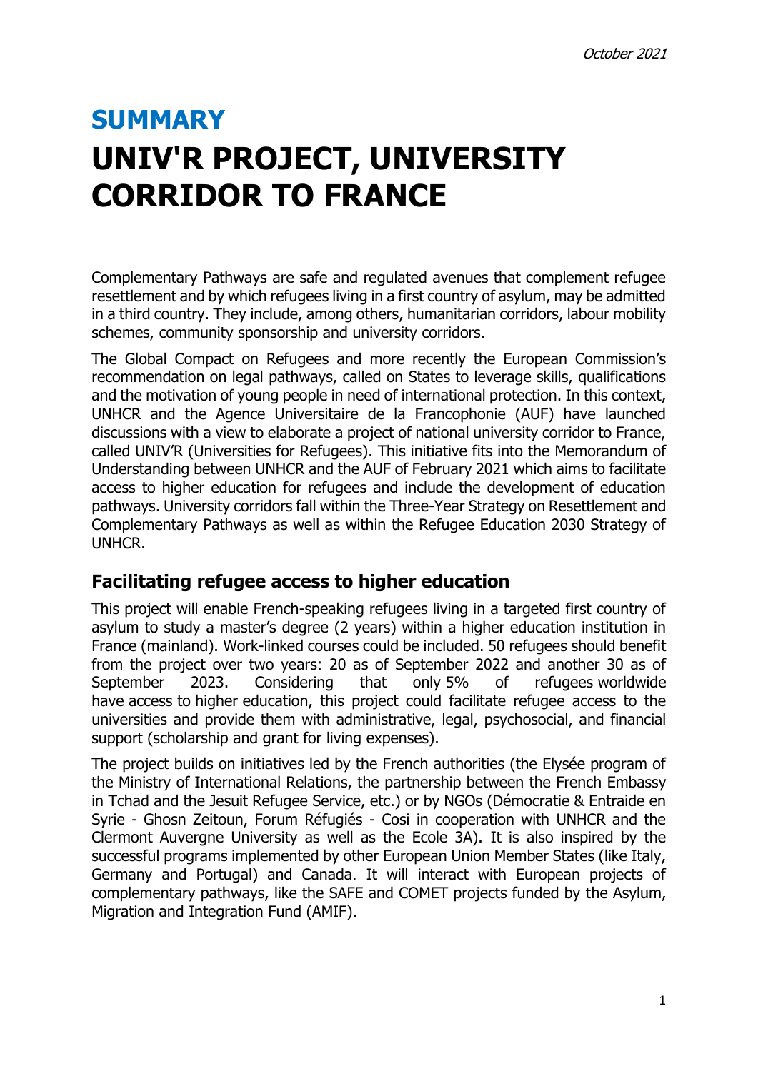*October 2021*

## SUMMARY

# UNIV'R PROJECT, UNIVERSITY CORRIDOR TO FRANCE

Complementary Pathways are safe and regulated avenues that complement refugee resettlement and by which refugees living in a first country of asylum, may be admitted in a third country. They include, among others, humanitarian corridors, labour mobility schemes, community sponsorship and university corridors.

The Global Compact on Refugees and more recently the European Commission's recommendation on legal pathways, called on States to leverage skills, qualifications and the motivation of young people in need of international protection. In this context, UNHCR and the Agence Universitaire de la Francophonie (AUF) have launched discussions with a view to elaborate a project of national university corridor to France, called UNIV'R (Universities for Refugees). This initiative fits into the Memorandum of Understanding between UNHCR and the AUF of February 2021 which aims to facilitate access to higher education for refugees and include the development of education pathways. University corridors fall within the Three-Year Strategy on Resettlement and Complementary Pathways as well as within the Refugee Education 2030 Strategy of UNHCR.

## Facilitating refugee access to higher education

This project will enable French-speaking refugees living in a targeted first country of asylum to study a master's degree (2 years) within a higher education institution in France (mainland). Work-linked courses could be included. 50 refugees should benefit from the project over two years: 20 as of September 2022 and another 30 as of September 2023. Considering that only 5% of refugees worldwide have access to higher education, this project could facilitate refugee access to the universities and provide them with administrative, legal, psychosocial, and financial support (scholarship and grant for living expenses).

The project builds on initiatives led by the French authorities (the Elysée program of the Ministry of International Relations, the partnership between the French Embassy in Tchad and the Jesuit Refugee Service, etc.) or by NGOs (Démocratie & Entraide en Syrie - Ghosn Zeitoun, Forum Réfugiés - Cosi in cooperation with UNHCR and the Clermont Auvergne University as well as the Ecole 3A). It is also inspired by the successful programs implemented by other European Union Member States (like Italy, Germany and Portugal) and Canada. It will interact with European projects of complementary pathways, like the SAFE and COMET projects funded by the Asylum, Migration and Integration Fund (AMIF).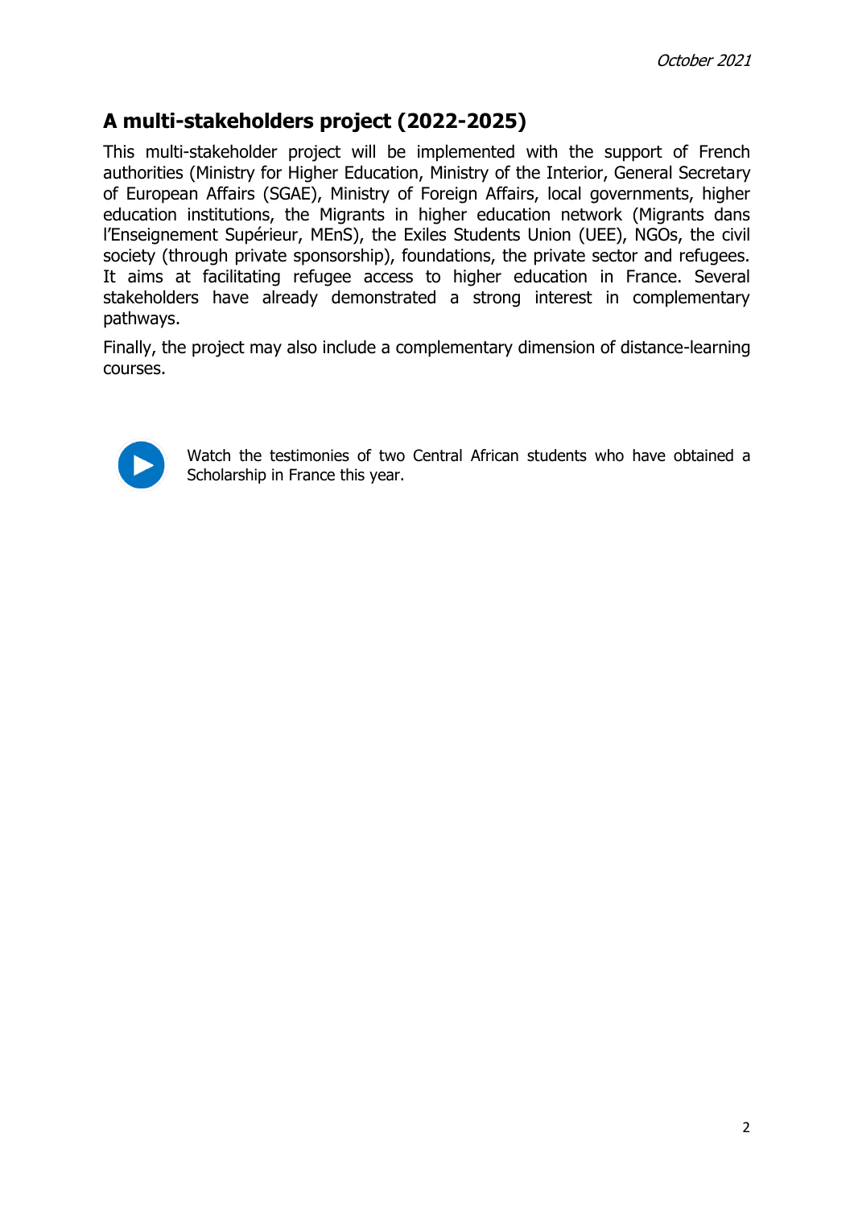## A multi-stakeholders project (2022-2025)

This multi-stakeholder project will be implemented with the support of French authorities (Ministry for Higher Education, Ministry of the Interior, General Secretary of European Affairs (SGAE), Ministry of Foreign Affairs, local governments, higher education institutions, the Migrants in higher education network (Migrants dans l'Enseignement Supérieur, MEnS), the Exiles Students Union (UEE), NGOs, the civil society (through private sponsorship), foundations, the private sector and refugees. It aims at facilitating refugee access to higher education in France. Several stakeholders have already demonstrated a strong interest in complementary pathways.

Finally, the project may also include a complementary dimension of distance-learning courses.

Watch the testimonies of two Central African students who have obtained a Scholarship in France this year.